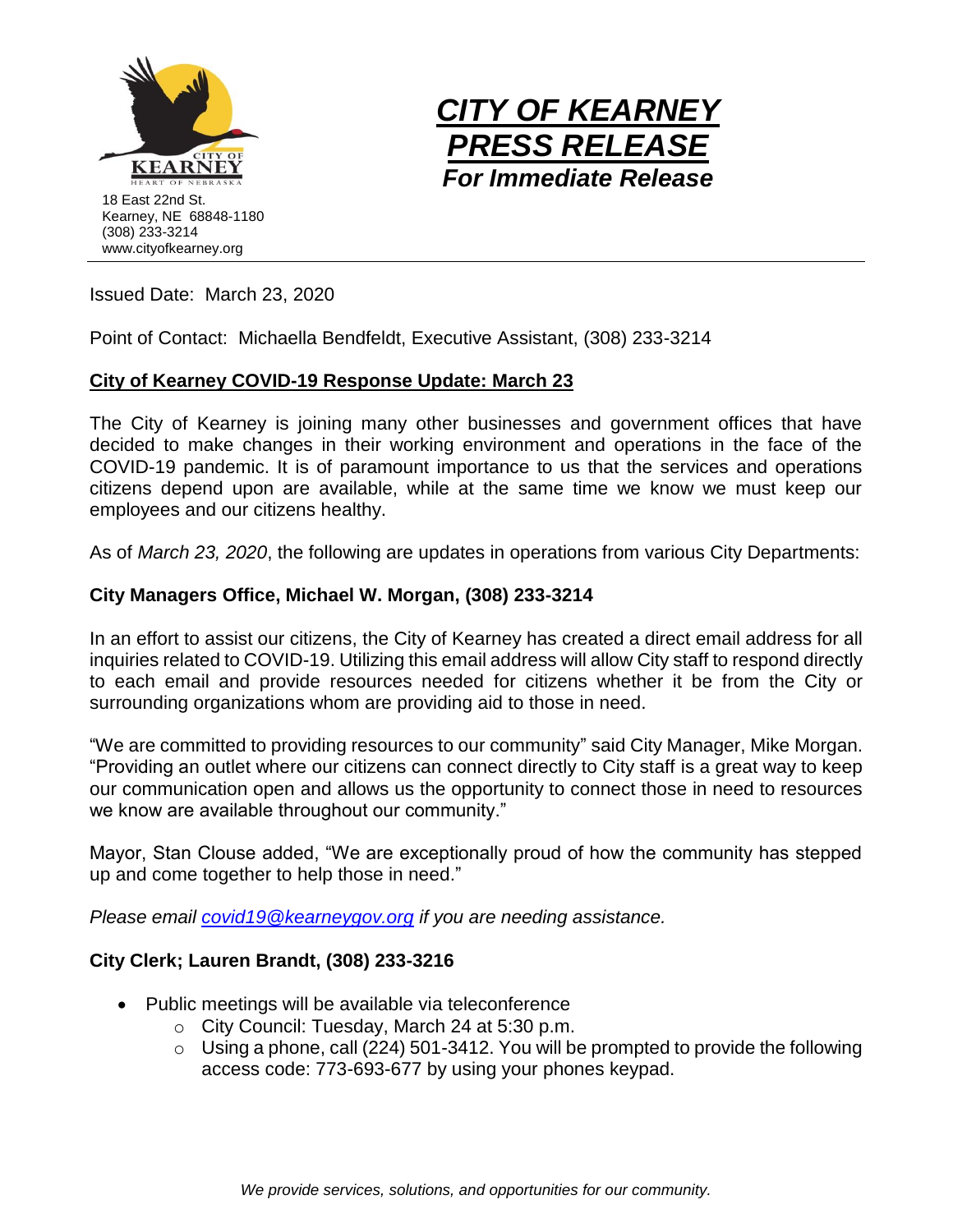18 East 22nd St.
Kearney, NE 68848-1180
(308) 233-3214
www.cityofkearney.org

# *CITY OF KEARNEY PRESS RELEASE*

***For Immediate Release***

Issued Date: March 23, 2020

Point of Contact: Michaella Bendfeldt, Executive Assistant, (308) 233-3214

## City of Kearney COVID-19 Response Update: March 23

The City of Kearney is joining many other businesses and government offices that have decided to make changes in their working environment and operations in the face of the COVID-19 pandemic. It is of paramount importance to us that the services and operations citizens depend upon are available, while at the same time we know we must keep our employees and our citizens healthy.

As of *March 23, 2020*, the following are updates in operations from various City Departments:

### City Managers Office, Michael W. Morgan, (308) 233-3214

In an effort to assist our citizens, the City of Kearney has created a direct email address for all inquiries related to COVID-19. Utilizing this email address will allow City staff to respond directly to each email and provide resources needed for citizens whether it be from the City or surrounding organizations whom are providing aid to those in need.

"We are committed to providing resources to our community" said City Manager, Mike Morgan. "Providing an outlet where our citizens can connect directly to City staff is a great way to keep our communication open and allows us the opportunity to connect those in need to resources we know are available throughout our community."

Mayor, Stan Clouse added, "We are exceptionally proud of how the community has stepped up and come together to help those in need."

*Please email covid19@kearneygov.org if you are needing assistance.*

### City Clerk; Lauren Brandt, (308) 233-3216

- Public meetings will be available via teleconference
  - City Council: Tuesday, March 24 at 5:30 p.m.
  - Using a phone, call (224) 501-3412. You will be prompted to provide the following access code: 773-693-677 by using your phones keypad.

*We provide services, solutions, and opportunities for our community.*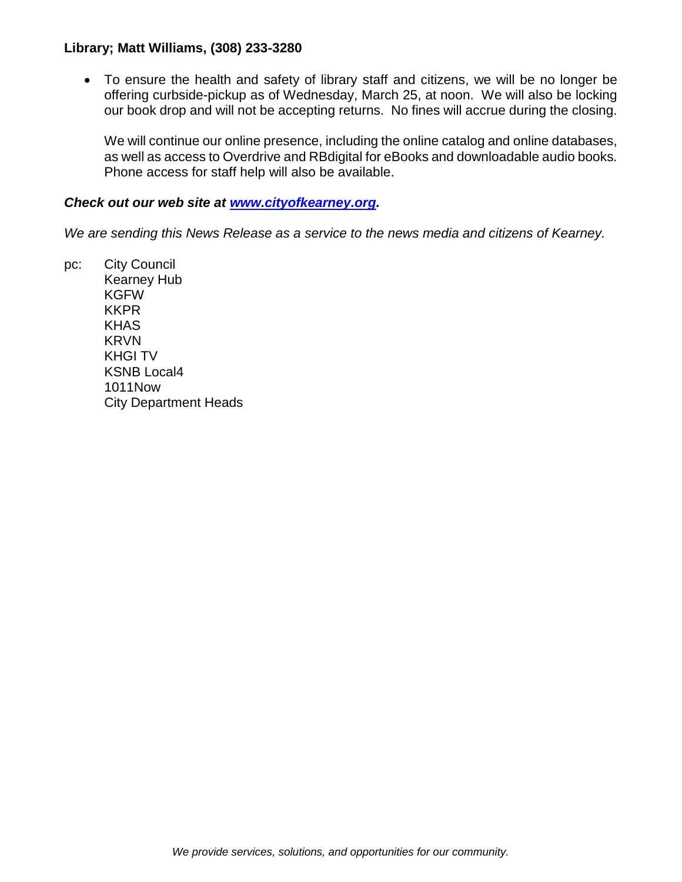**Library; Matt Williams, (308) 233-3280**

- To ensure the health and safety of library staff and citizens, we will be no longer be offering curbside-pickup as of Wednesday, March 25, at noon. We will also be locking our book drop and will not be accepting returns. No fines will accrue during the closing.

  We will continue our online presence, including the online catalog and online databases, as well as access to Overdrive and RBdigital for eBooks and downloadable audio books. Phone access for staff help will also be available.

***Check out our web site at [www.cityofkearney.org](http://www.cityofkearney.org).***

*We are sending this News Release as a service to the news media and citizens of Kearney.*

pc: City Council
Kearney Hub
KGFW
KKPR
KHAS
KRVN
KHGI TV
KSNB Local4
1011Now
City Department Heads

*We provide services, solutions, and opportunities for our community.*